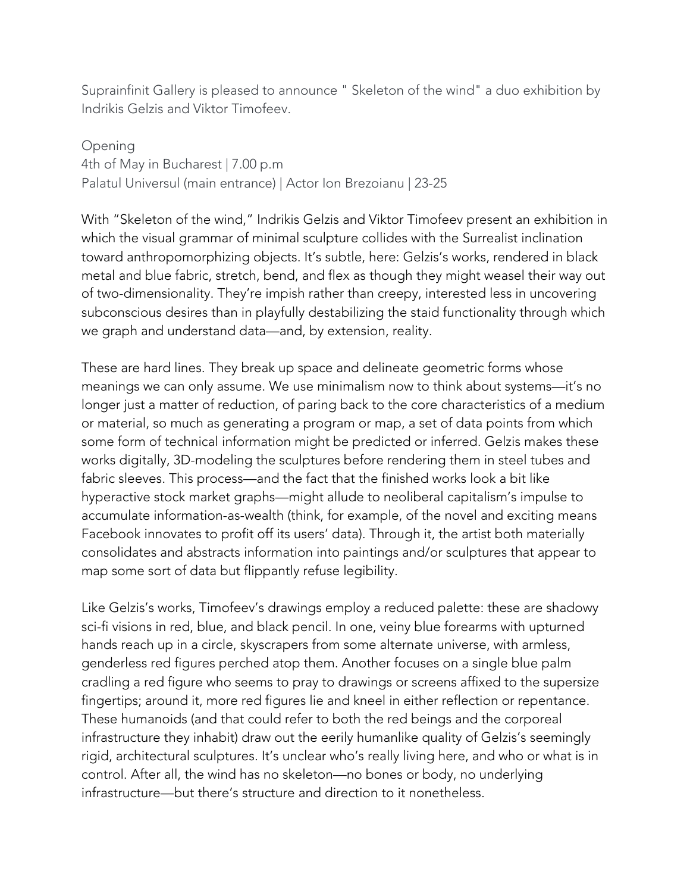Suprainfinit Gallery is pleased to announce " Skeleton of the wind" a duo exhibition by Indrikis Gelzis and Viktor Timofeev.

Opening
4th of May in Bucharest | 7.00 p.m
Palatul Universul (main entrance) | Actor Ion Brezoianu | 23-25

With "Skeleton of the wind," Indrikis Gelzis and Viktor Timofeev present an exhibition in which the visual grammar of minimal sculpture collides with the Surrealist inclination toward anthropomorphizing objects. It's subtle, here: Gelzis's works, rendered in black metal and blue fabric, stretch, bend, and flex as though they might weasel their way out of two-dimensionality. They're impish rather than creepy, interested less in uncovering subconscious desires than in playfully destabilizing the staid functionality through which we graph and understand data—and, by extension, reality.

These are hard lines. They break up space and delineate geometric forms whose meanings we can only assume. We use minimalism now to think about systems—it's no longer just a matter of reduction, of paring back to the core characteristics of a medium or material, so much as generating a program or map, a set of data points from which some form of technical information might be predicted or inferred. Gelzis makes these works digitally, 3D-modeling the sculptures before rendering them in steel tubes and fabric sleeves. This process—and the fact that the finished works look a bit like hyperactive stock market graphs—might allude to neoliberal capitalism's impulse to accumulate information-as-wealth (think, for example, of the novel and exciting means Facebook innovates to profit off its users' data). Through it, the artist both materially consolidates and abstracts information into paintings and/or sculptures that appear to map some sort of data but flippantly refuse legibility.

Like Gelzis's works, Timofeev's drawings employ a reduced palette: these are shadowy sci-fi visions in red, blue, and black pencil. In one, veiny blue forearms with upturned hands reach up in a circle, skyscrapers from some alternate universe, with armless, genderless red figures perched atop them. Another focuses on a single blue palm cradling a red figure who seems to pray to drawings or screens affixed to the supersize fingertips; around it, more red figures lie and kneel in either reflection or repentance. These humanoids (and that could refer to both the red beings and the corporeal infrastructure they inhabit) draw out the eerily humanlike quality of Gelzis's seemingly rigid, architectural sculptures. It's unclear who's really living here, and who or what is in control. After all, the wind has no skeleton—no bones or body, no underlying infrastructure—but there's structure and direction to it nonetheless.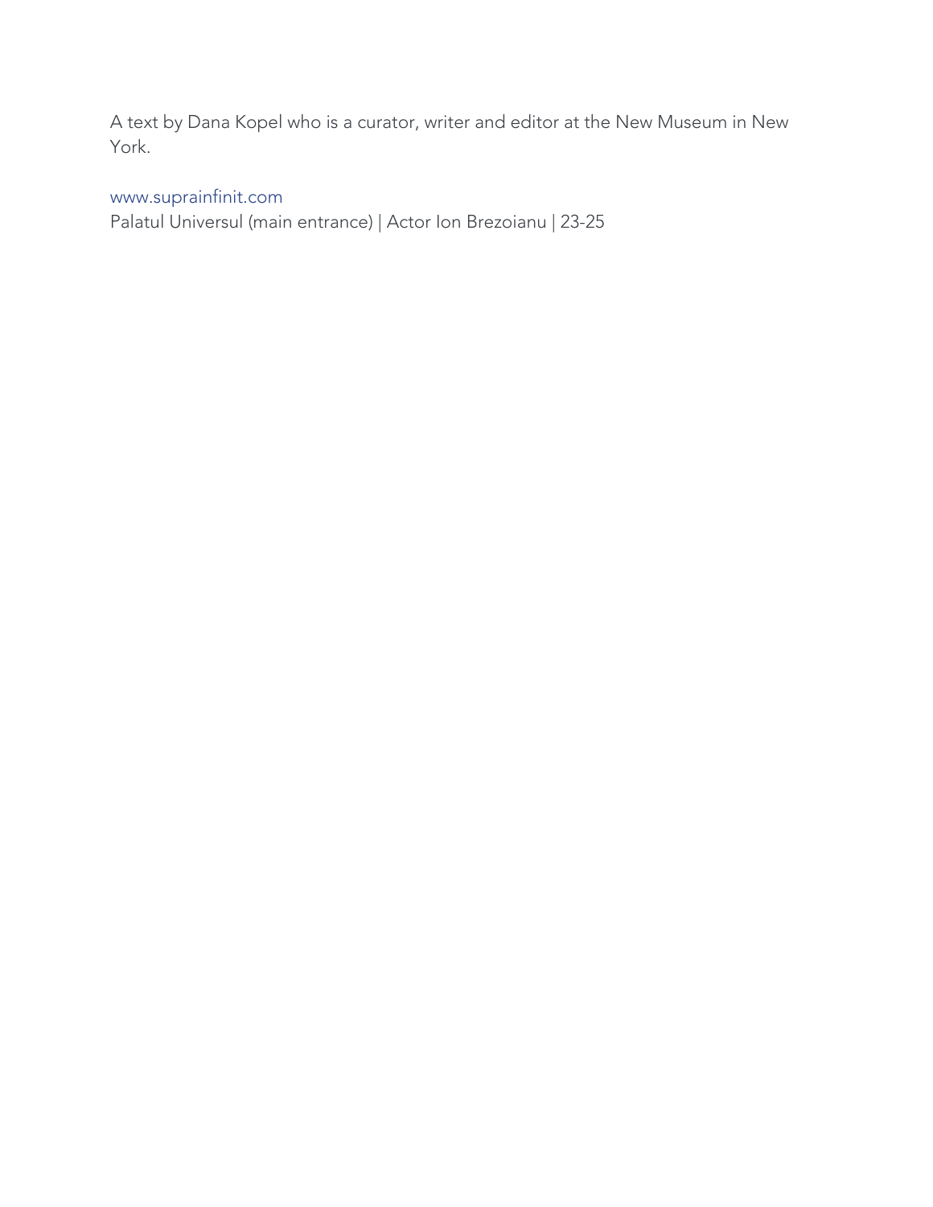A text by Dana Kopel who is a curator, writer and editor at the New Museum in New York.

www.suprainfinit.com
Palatul Universul (main entrance) | Actor Ion Brezoianu | 23-25